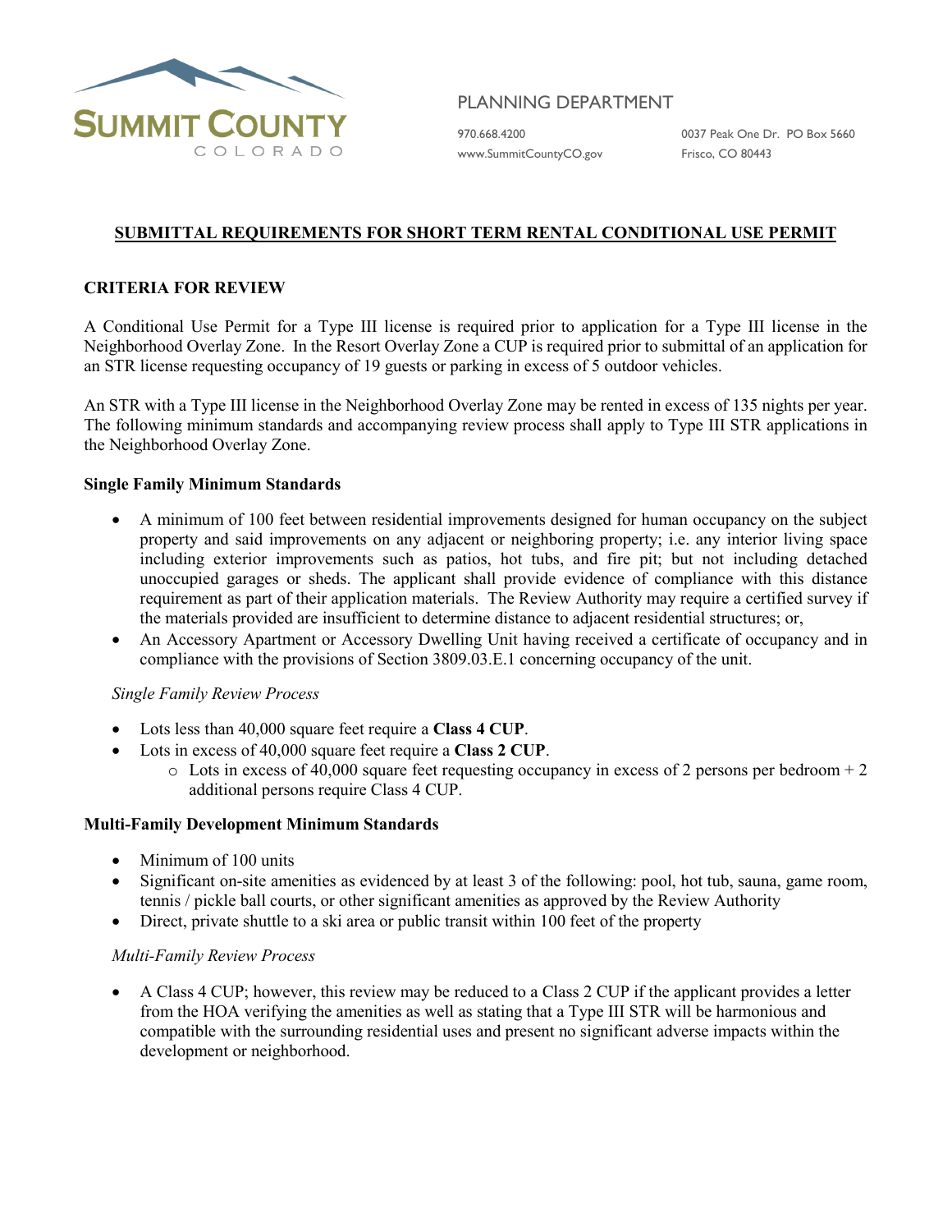SUMMIT COUNTY
COLORADO

PLANNING DEPARTMENT

970.668.4200
www.SummitCountyCO.gov

0037 Peak One Dr. PO Box 5660
Frisco, CO 80443

# SUBMITTAL REQUIREMENTS FOR SHORT TERM RENTAL CONDITIONAL USE PERMIT

## CRITERIA FOR REVIEW

A Conditional Use Permit for a Type III license is required prior to application for a Type III license in the Neighborhood Overlay Zone. In the Resort Overlay Zone a CUP is required prior to submittal of an application for an STR license requesting occupancy of 19 guests or parking in excess of 5 outdoor vehicles.

An STR with a Type III license in the Neighborhood Overlay Zone may be rented in excess of 135 nights per year. The following minimum standards and accompanying review process shall apply to Type III STR applications in the Neighborhood Overlay Zone.

### Single Family Minimum Standards

- A minimum of 100 feet between residential improvements designed for human occupancy on the subject property and said improvements on any adjacent or neighboring property; i.e. any interior living space including exterior improvements such as patios, hot tubs, and fire pit; but not including detached unoccupied garages or sheds. The applicant shall provide evidence of compliance with this distance requirement as part of their application materials. The Review Authority may require a certified survey if the materials provided are insufficient to determine distance to adjacent residential structures; or,
- An Accessory Apartment or Accessory Dwelling Unit having received a certificate of occupancy and in compliance with the provisions of Section 3809.03.E.1 concerning occupancy of the unit.

*Single Family Review Process*

- Lots less than 40,000 square feet require a **Class 4 CUP**.
- Lots in excess of 40,000 square feet require a **Class 2 CUP**.
  - Lots in excess of 40,000 square feet requesting occupancy in excess of 2 persons per bedroom + 2 additional persons require Class 4 CUP.

### Multi-Family Development Minimum Standards

- Minimum of 100 units
- Significant on-site amenities as evidenced by at least 3 of the following: pool, hot tub, sauna, game room, tennis / pickle ball courts, or other significant amenities as approved by the Review Authority
- Direct, private shuttle to a ski area or public transit within 100 feet of the property

*Multi-Family Review Process*

- A Class 4 CUP; however, this review may be reduced to a Class 2 CUP if the applicant provides a letter from the HOA verifying the amenities as well as stating that a Type III STR will be harmonious and compatible with the surrounding residential uses and present no significant adverse impacts within the development or neighborhood.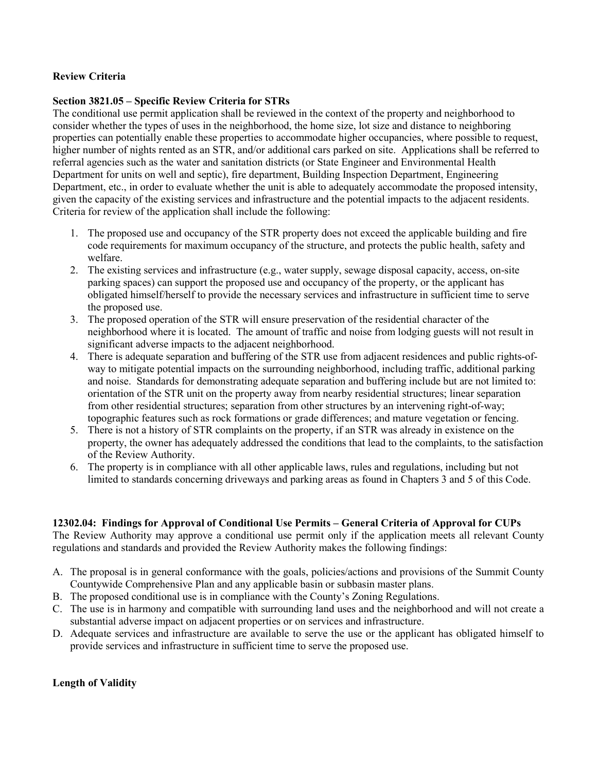**Review Criteria**

**Section 3821.05 – Specific Review Criteria for STRs**

The conditional use permit application shall be reviewed in the context of the property and neighborhood to consider whether the types of uses in the neighborhood, the home size, lot size and distance to neighboring properties can potentially enable these properties to accommodate higher occupancies, where possible to request, higher number of nights rented as an STR, and/or additional cars parked on site. Applications shall be referred to referral agencies such as the water and sanitation districts (or State Engineer and Environmental Health Department for units on well and septic), fire department, Building Inspection Department, Engineering Department, etc., in order to evaluate whether the unit is able to adequately accommodate the proposed intensity, given the capacity of the existing services and infrastructure and the potential impacts to the adjacent residents. Criteria for review of the application shall include the following:

1. The proposed use and occupancy of the STR property does not exceed the applicable building and fire code requirements for maximum occupancy of the structure, and protects the public health, safety and welfare.
2. The existing services and infrastructure (e.g., water supply, sewage disposal capacity, access, on-site parking spaces) can support the proposed use and occupancy of the property, or the applicant has obligated himself/herself to provide the necessary services and infrastructure in sufficient time to serve the proposed use.
3. The proposed operation of the STR will ensure preservation of the residential character of the neighborhood where it is located. The amount of traffic and noise from lodging guests will not result in significant adverse impacts to the adjacent neighborhood.
4. There is adequate separation and buffering of the STR use from adjacent residences and public rights-of-way to mitigate potential impacts on the surrounding neighborhood, including traffic, additional parking and noise. Standards for demonstrating adequate separation and buffering include but are not limited to: orientation of the STR unit on the property away from nearby residential structures; linear separation from other residential structures; separation from other structures by an intervening right-of-way; topographic features such as rock formations or grade differences; and mature vegetation or fencing.
5. There is not a history of STR complaints on the property, if an STR was already in existence on the property, the owner has adequately addressed the conditions that lead to the complaints, to the satisfaction of the Review Authority.
6. The property is in compliance with all other applicable laws, rules and regulations, including but not limited to standards concerning driveways and parking areas as found in Chapters 3 and 5 of this Code.

**12302.04: Findings for Approval of Conditional Use Permits – General Criteria of Approval for CUPs**

The Review Authority may approve a conditional use permit only if the application meets all relevant County regulations and standards and provided the Review Authority makes the following findings:

A. The proposal is in general conformance with the goals, policies/actions and provisions of the Summit County Countywide Comprehensive Plan and any applicable basin or subbasin master plans.
B. The proposed conditional use is in compliance with the County's Zoning Regulations.
C. The use is in harmony and compatible with surrounding land uses and the neighborhood and will not create a substantial adverse impact on adjacent properties or on services and infrastructure.
D. Adequate services and infrastructure are available to serve the use or the applicant has obligated himself to provide services and infrastructure in sufficient time to serve the proposed use.

**Length of Validity**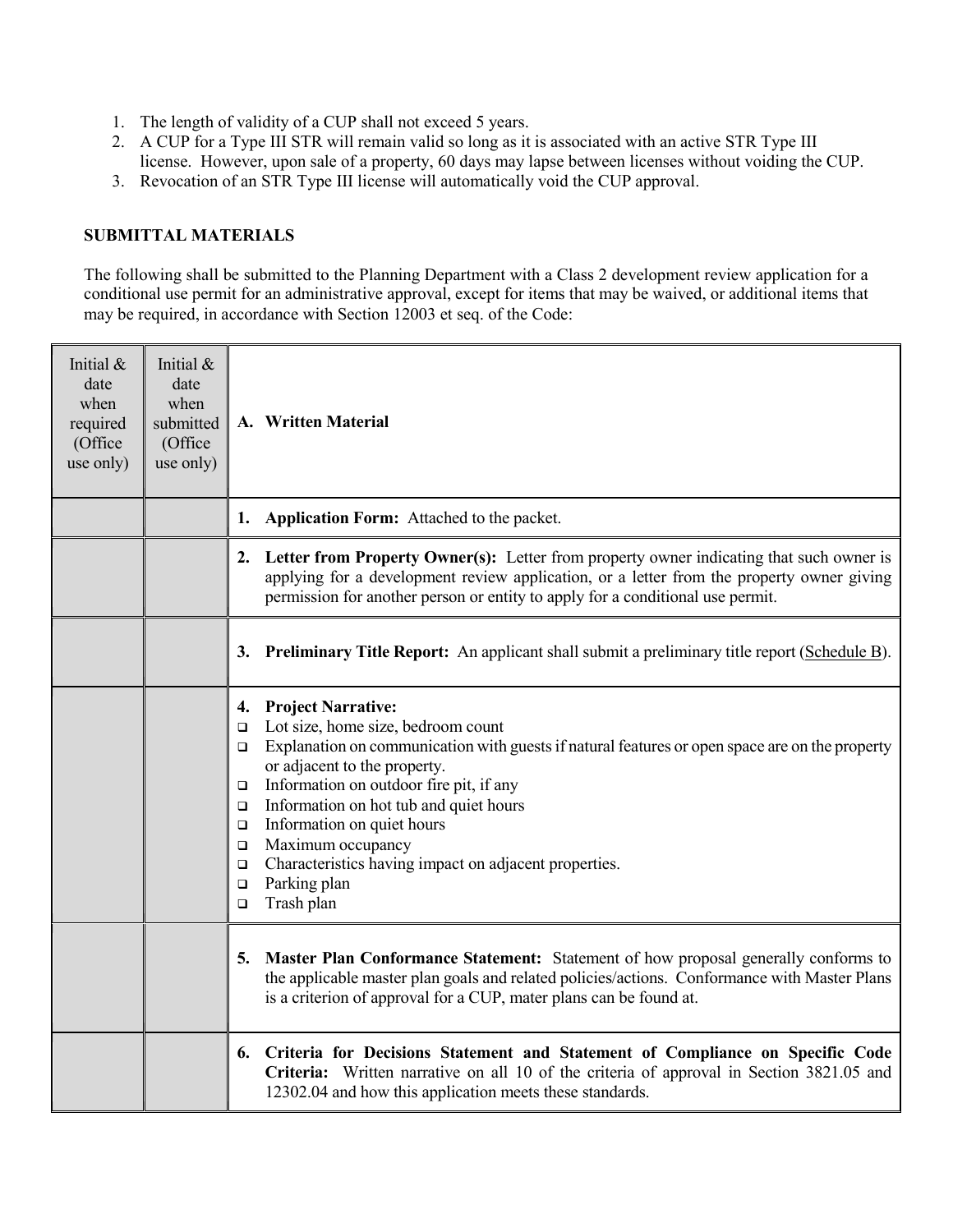1. The length of validity of a CUP shall not exceed 5 years.
2. A CUP for a Type III STR will remain valid so long as it is associated with an active STR Type III license. However, upon sale of a property, 60 days may lapse between licenses without voiding the CUP.
3. Revocation of an STR Type III license will automatically void the CUP approval.

## SUBMITTAL MATERIALS

The following shall be submitted to the Planning Department with a Class 2 development review application for a conditional use permit for an administrative approval, except for items that may be waived, or additional items that may be required, in accordance with Section 12003 et seq. of the Code:

| Initial & date when required (Office use only) | Initial & date when submitted (Office use only) | **A. Written Material** |
|---|---|---|
| | | **1. Application Form:** Attached to the packet. |
| | | **2. Letter from Property Owner(s):** Letter from property owner indicating that such owner is applying for a development review application, or a letter from the property owner giving permission for another person or entity to apply for a conditional use permit. |
| | | **3. Preliminary Title Report:** An applicant shall submit a preliminary title report (Schedule B). |
| | | **4. Project Narrative:**<br>❑ Lot size, home size, bedroom count<br>❑ Explanation on communication with guests if natural features or open space are on the property or adjacent to the property.<br>❑ Information on outdoor fire pit, if any<br>❑ Information on hot tub and quiet hours<br>❑ Information on quiet hours<br>❑ Maximum occupancy<br>❑ Characteristics having impact on adjacent properties.<br>❑ Parking plan<br>❑ Trash plan |
| | | **5. Master Plan Conformance Statement:** Statement of how proposal generally conforms to the applicable master plan goals and related policies/actions. Conformance with Master Plans is a criterion of approval for a CUP, mater plans can be found at. |
| | | **6. Criteria for Decisions Statement and Statement of Compliance on Specific Code Criteria:** Written narrative on all 10 of the criteria of approval in Section 3821.05 and 12302.04 and how this application meets these standards. |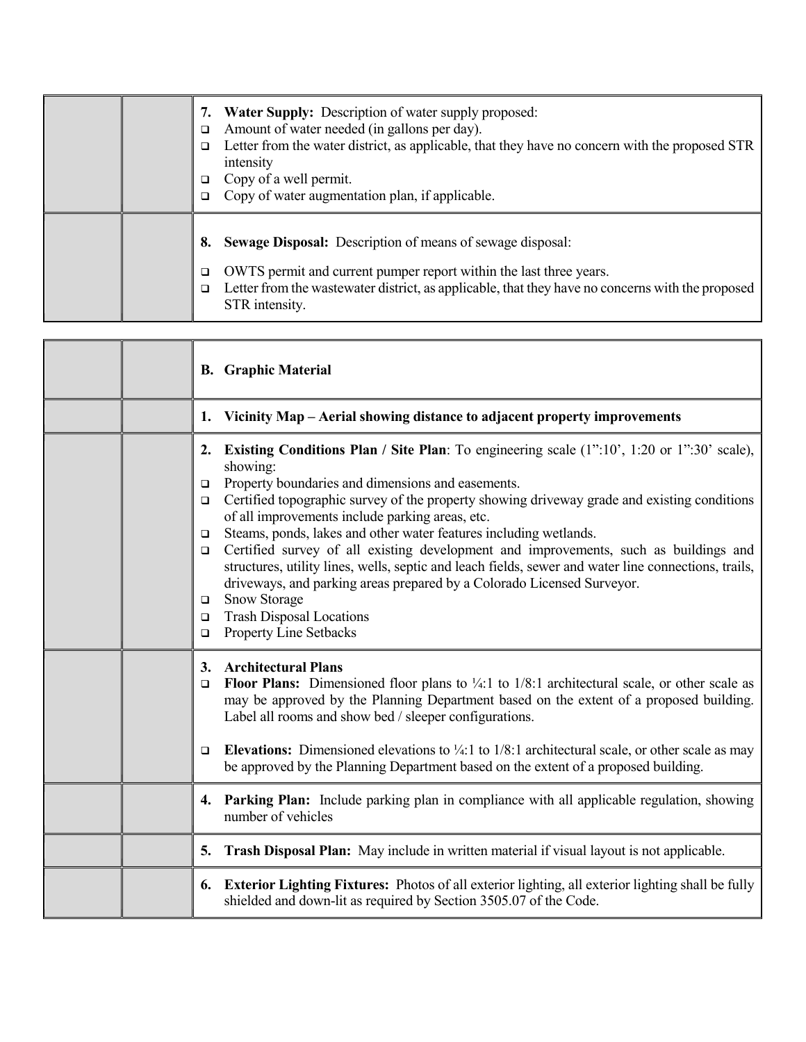| | | **7. Water Supply:** Description of water supply proposed:<br>❑ Amount of water needed (in gallons per day).<br>❑ Letter from the water district, as applicable, that they have no concern with the proposed STR intensity<br>❑ Copy of a well permit.<br>❑ Copy of water augmentation plan, if applicable. |
|---|---|---|
| | | **8. Sewage Disposal:** Description of means of sewage disposal:<br>❑ OWTS permit and current pumper report within the last three years.<br>❑ Letter from the wastewater district, as applicable, that they have no concerns with the proposed STR intensity. |

| | | **B. Graphic Material** |
|---|---|---|
| | | **1. Vicinity Map – Aerial showing distance to adjacent property improvements** |
| | | **2. Existing Conditions Plan / Site Plan**: To engineering scale (1":10', 1:20 or 1":30' scale), showing:<br>❑ Property boundaries and dimensions and easements.<br>❑ Certified topographic survey of the property showing driveway grade and existing conditions of all improvements include parking areas, etc.<br>❑ Steams, ponds, lakes and other water features including wetlands.<br>❑ Certified survey of all existing development and improvements, such as buildings and structures, utility lines, wells, septic and leach fields, sewer and water line connections, trails, driveways, and parking areas prepared by a Colorado Licensed Surveyor.<br>❑ Snow Storage<br>❑ Trash Disposal Locations<br>❑ Property Line Setbacks |
| | | **3. Architectural Plans**<br>❑ **Floor Plans:** Dimensioned floor plans to ¼:1 to 1/8:1 architectural scale, or other scale as may be approved by the Planning Department based on the extent of a proposed building. Label all rooms and show bed / sleeper configurations.<br>❑ **Elevations:** Dimensioned elevations to ¼:1 to 1/8:1 architectural scale, or other scale as may be approved by the Planning Department based on the extent of a proposed building. |
| | | **4. Parking Plan:** Include parking plan in compliance with all applicable regulation, showing number of vehicles |
| | | **5. Trash Disposal Plan:** May include in written material if visual layout is not applicable. |
| | | **6. Exterior Lighting Fixtures:** Photos of all exterior lighting, all exterior lighting shall be fully shielded and down-lit as required by Section 3505.07 of the Code. |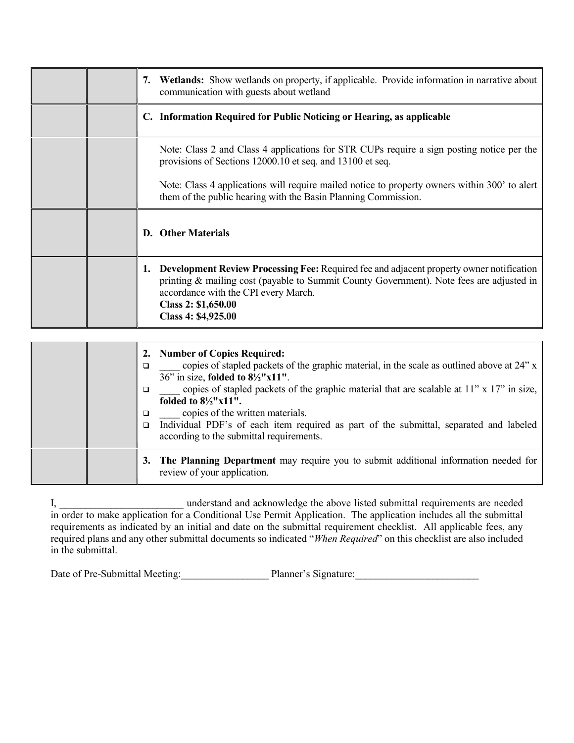| | | |
|---|---|---|
| | | **7. Wetlands:** Show wetlands on property, if applicable. Provide information in narrative about communication with guests about wetland |
| | | **C. Information Required for Public Noticing or Hearing, as applicable** |
| | | Note: Class 2 and Class 4 applications for STR CUPs require a sign posting notice per the provisions of Sections 12000.10 et seq. and 13100 et seq.<br><br>Note: Class 4 applications will require mailed notice to property owners within 300' to alert them of the public hearing with the Basin Planning Commission. |
| | | **D. Other Materials** |
| | | **1. Development Review Processing Fee:** Required fee and adjacent property owner notification printing & mailing cost (payable to Summit County Government). Note fees are adjusted in accordance with the CPI every March.<br>**Class 2: $1,650.00**<br>**Class 4: $4,925.00** |

| | | |
|---|---|---|
| | | **2. Number of Copies Required:**<br>☐ ____ copies of stapled packets of the graphic material, in the scale as outlined above at 24" x 36" in size, **folded to 8½"x11"**.<br>☐ ____ copies of stapled packets of the graphic material that are scalable at 11" x 17" in size, **folded to 8½"x11".**<br>☐ ____ copies of the written materials.<br>☐ Individual PDF's of each item required as part of the submittal, separated and labeled according to the submittal requirements. |
| | | **3. The Planning Department** may require you to submit additional information needed for review of your application. |

I, ________________________ understand and acknowledge the above listed submittal requirements are needed in order to make application for a Conditional Use Permit Application. The application includes all the submittal requirements as indicated by an initial and date on the submittal requirement checklist. All applicable fees, any required plans and any other submittal documents so indicated "*When Required*" on this checklist are also included in the submittal.

Date of Pre-Submittal Meeting:_________________ Planner's Signature:________________________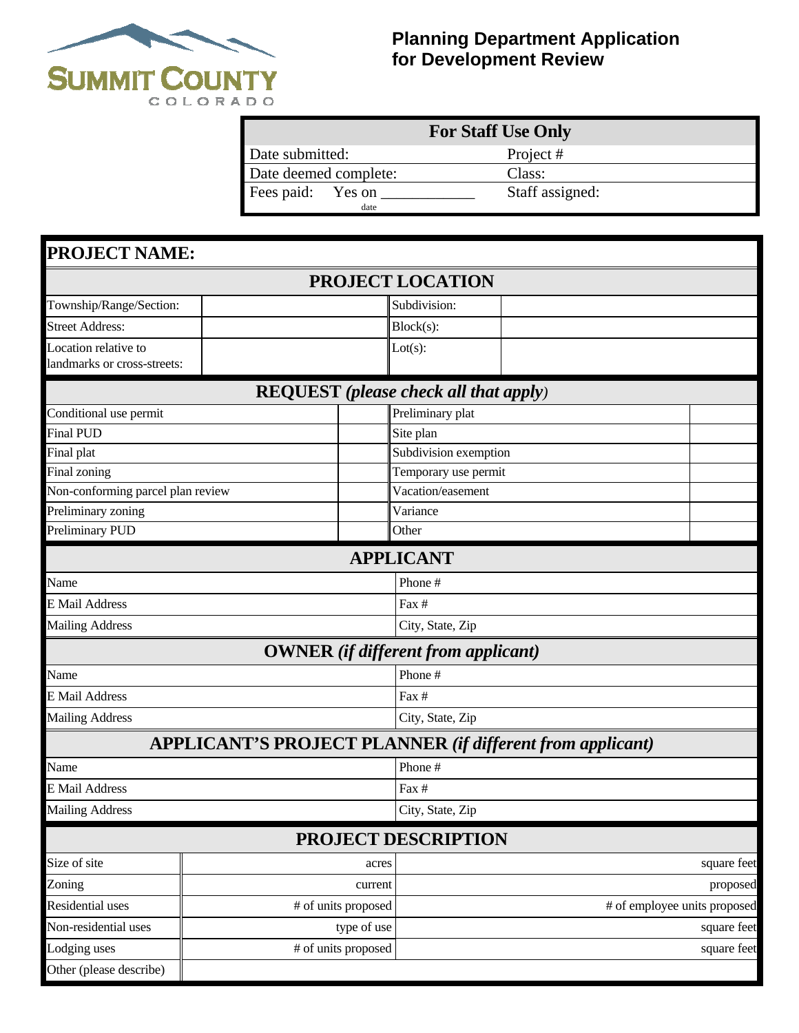SUMMIT COUNTY
COLORADO

# Planning Department Application for Development Review

| For Staff Use Only | |
|---|---|
| Date submitted: | Project # |
| Date deemed complete: | Class: |
| Fees paid: Yes on ___________ (date) | Staff assigned: |

**PROJECT NAME:**

## PROJECT LOCATION

| | | | |
|---|---|---|---|
| Township/Range/Section: | | Subdivision: | |
| Street Address: | | Block(s): | |
| Location relative to landmarks or cross-streets: | | Lot(s): | |

## REQUEST *(please check all that apply)*

| | | | |
|---|---|---|---|
| Conditional use permit | | Preliminary plat | |
| Final PUD | | Site plan | |
| Final plat | | Subdivision exemption | |
| Final zoning | | Temporary use permit | |
| Non-conforming parcel plan review | | Vacation/easement | |
| Preliminary zoning | | Variance | |
| Preliminary PUD | | Other | |

## APPLICANT

| | |
|---|---|
| Name | Phone # |
| E Mail Address | Fax # |
| Mailing Address | City, State, Zip |

## OWNER *(if different from applicant)*

| | |
|---|---|
| Name | Phone # |
| E Mail Address | Fax # |
| Mailing Address | City, State, Zip |

## APPLICANT'S PROJECT PLANNER *(if different from applicant)*

| | |
|---|---|
| Name | Phone # |
| E Mail Address | Fax # |
| Mailing Address | City, State, Zip |

## PROJECT DESCRIPTION

| | | |
|---|---|---|
| Size of site | acres | square feet |
| Zoning | current | proposed |
| Residential uses | # of units proposed | # of employee units proposed |
| Non-residential uses | type of use | square feet |
| Lodging uses | # of units proposed | square feet |
| Other (please describe) | | |